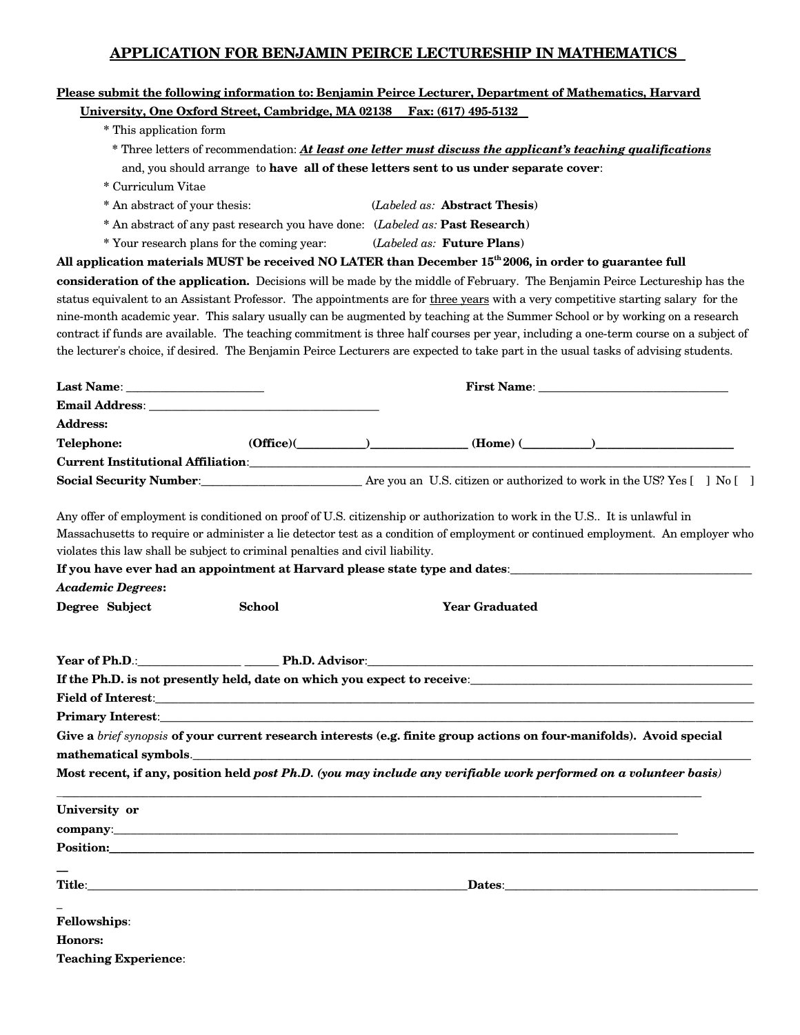# APPLICATION FOR BENJAMIN PEIRCE LECTURESHIP IN MATHEMATICS

**Please submit the following information to: Benjamin Peirce Lecturer, Department of Mathematics, Harvard University, One Oxford Street, Cambridge, MA 02138 Fax: (617) 495-5132**

- * This application form
- * Three letters of recommendation: ***At least one letter must discuss the applicant's teaching qualifications*** and, you should arrange to **have all of these letters sent to us under separate cover**:
- * Curriculum Vitae
- * An abstract of your thesis: (*Labeled as:* **Abstract Thesis**)
- * An abstract of any past research you have done: (*Labeled as:* **Past Research**)
- * Your research plans for the coming year: (*Labeled as:* **Future Plans**)

**All application materials MUST be received NO LATER than December 15th 2006, in order to guarantee full consideration of the application.** Decisions will be made by the middle of February. The Benjamin Peirce Lectureship has the status equivalent to an Assistant Professor. The appointments are for three years with a very competitive starting salary for the nine-month academic year. This salary usually can be augmented by teaching at the Summer School or by working on a research contract if funds are available. The teaching commitment is three half courses per year, including a one-term course on a subject of the lecturer's choice, if desired. The Benjamin Peirce Lecturers are expected to take part in the usual tasks of advising students.

**Last Name**: ______________________ **First Name**: ______________________________

**Email Address**: ______________________________________

**Address:**

**Telephone:** (Office)(__________)_______________ (Home) (__________)______________________

**Current Institutional Affiliation**:______________________________________________________________________

**Social Security Number**:__________________________ Are you an U.S. citizen or authorized to work in the US? Yes [ ] No [ ]

Any offer of employment is conditioned on proof of U.S. citizenship or authorization to work in the U.S.. It is unlawful in Massachusetts to require or administer a lie detector test as a condition of employment or continued employment. An employer who violates this law shall be subject to criminal penalties and civil liability.

**If you have ever had an appointment at Harvard please state type and dates**:_________________________________________

***Academic Degrees*:**

**Degree Subject School Year Graduated**

**Year of Ph.D.**:________________ _____ **Ph.D. Advisor**:_____________________________________________________________

**If the Ph.D. is not presently held, date on which you expect to receive**:_______________________________________________

**Field of Interest**:_____________________________________________________________________________________________

**Primary Interest**:_____________________________________________________________________________________________

**Give a *brief synopsis* of your current research interests (e.g. finite group actions on four-manifolds). Avoid special mathematical symbols**.______________________________________________________________________________________

**Most recent, if any, position held *post Ph.D. (you may include any verifiable work performed on a volunteer basis)***
_______________________________________________________________________________________________________

**University or company**:___________________________________________________________________________________

**Position:**____________________________________________________________________________________________________

**Title**:_________________________________________________________________**Dates**:____________________________________________

**Fellowships**:

**Honors:**

**Teaching Experience**: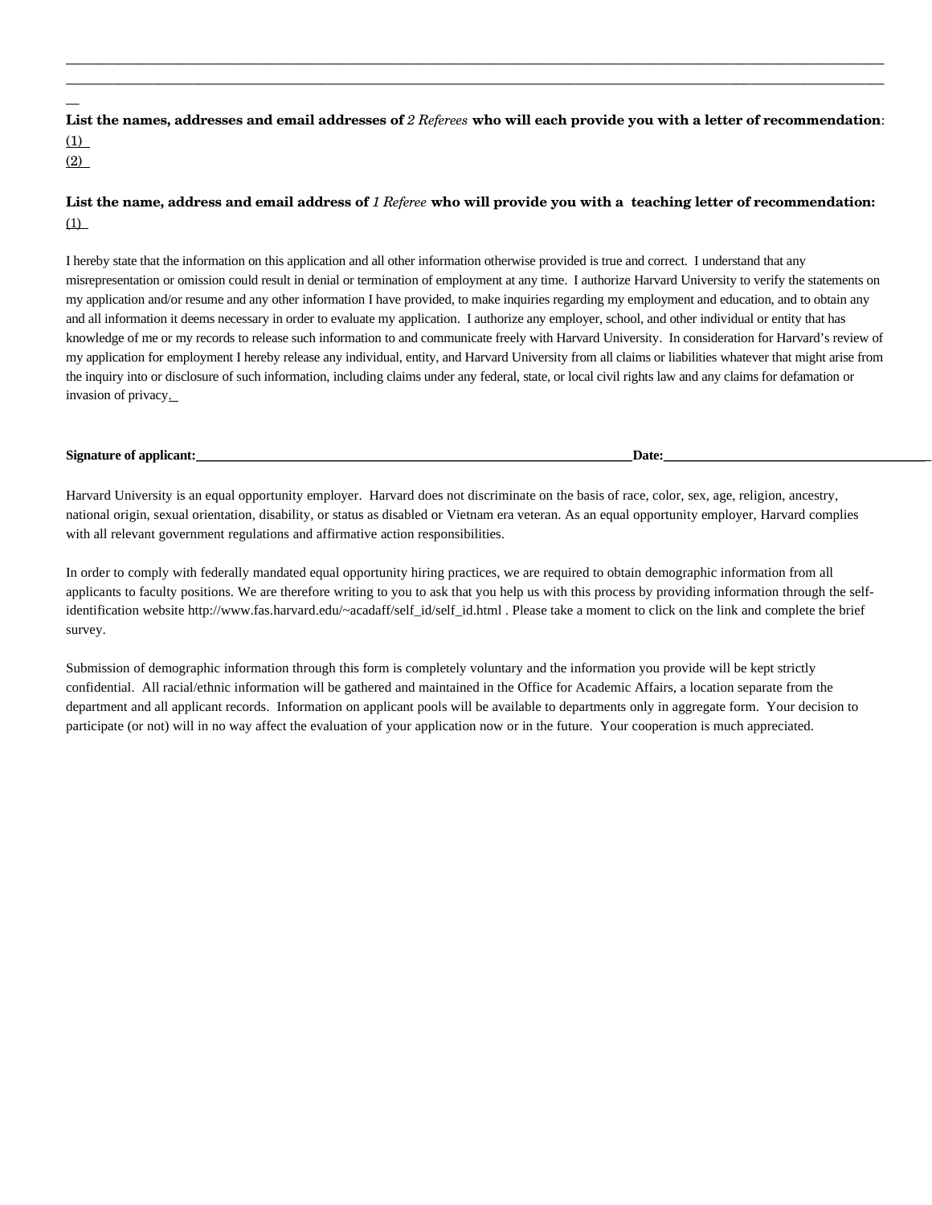\_\_\_\_\_\_\_\_\_\_\_\_\_\_\_\_\_\_\_\_\_\_\_\_\_\_\_\_\_\_\_\_\_\_\_\_\_\_\_\_\_\_\_\_\_\_\_\_\_\_\_\_\_\_\_\_\_\_\_\_\_\_\_\_\_\_\_\_\_\_\_\_\_\_\_\_\_\_\_\_\_\_\_\_\_\_\_\_\_\_\_\_

\_\_\_\_\_\_\_\_\_\_\_\_\_\_\_\_\_\_\_\_\_\_\_\_\_\_\_\_\_\_\_\_\_\_\_\_\_\_\_\_\_\_\_\_\_\_\_\_\_\_\_\_\_\_\_\_\_\_\_\_\_\_\_\_\_\_\_\_\_\_\_\_\_\_\_\_\_\_\_\_\_\_\_\_\_\_\_\_\_\_\_\_\_

**List the names, addresses and email addresses of** ***2 Referees*** **who will each provide you with a letter of recommendation**:

(1)

(2)

**List the name, address and email address of** ***1 Referee*** **who will provide you with a teaching letter of recommendation:**

(1)

I hereby state that the information on this application and all other information otherwise provided is true and correct. I understand that any misrepresentation or omission could result in denial or termination of employment at any time. I authorize Harvard University to verify the statements on my application and/or resume and any other information I have provided, to make inquiries regarding my employment and education, and to obtain any and all information it deems necessary in order to evaluate my application. I authorize any employer, school, and other individual or entity that has knowledge of me or my records to release such information to and communicate freely with Harvard University. In consideration for Harvard's review of my application for employment I hereby release any individual, entity, and Harvard University from all claims or liabilities whatever that might arise from the inquiry into or disclosure of such information, including claims under any federal, state, or local civil rights law and any claims for defamation or invasion of privacy.

**Signature of applicant:\_\_\_\_\_\_\_\_\_\_\_\_\_\_\_\_\_\_\_\_\_\_\_\_\_\_\_\_\_\_\_\_\_\_\_\_\_\_\_\_\_\_\_\_\_\_\_\_\_\_\_\_\_\_\_\_\_\_\_\_Date:\_\_\_\_\_\_\_\_\_\_\_\_\_\_\_\_\_\_\_\_\_\_\_\_\_\_\_\_\_\_\_\_\_\_\_\_\_\_\_**

Harvard University is an equal opportunity employer. Harvard does not discriminate on the basis of race, color, sex, age, religion, ancestry, national origin, sexual orientation, disability, or status as disabled or Vietnam era veteran. As an equal opportunity employer, Harvard complies with all relevant government regulations and affirmative action responsibilities.

In order to comply with federally mandated equal opportunity hiring practices, we are required to obtain demographic information from all applicants to faculty positions. We are therefore writing to you to ask that you help us with this process by providing information through the self-identification website http://www.fas.harvard.edu/~acadaff/self_id/self_id.html . Please take a moment to click on the link and complete the brief survey.

Submission of demographic information through this form is completely voluntary and the information you provide will be kept strictly confidential. All racial/ethnic information will be gathered and maintained in the Office for Academic Affairs, a location separate from the department and all applicant records. Information on applicant pools will be available to departments only in aggregate form. Your decision to participate (or not) will in no way affect the evaluation of your application now or in the future. Your cooperation is much appreciated.